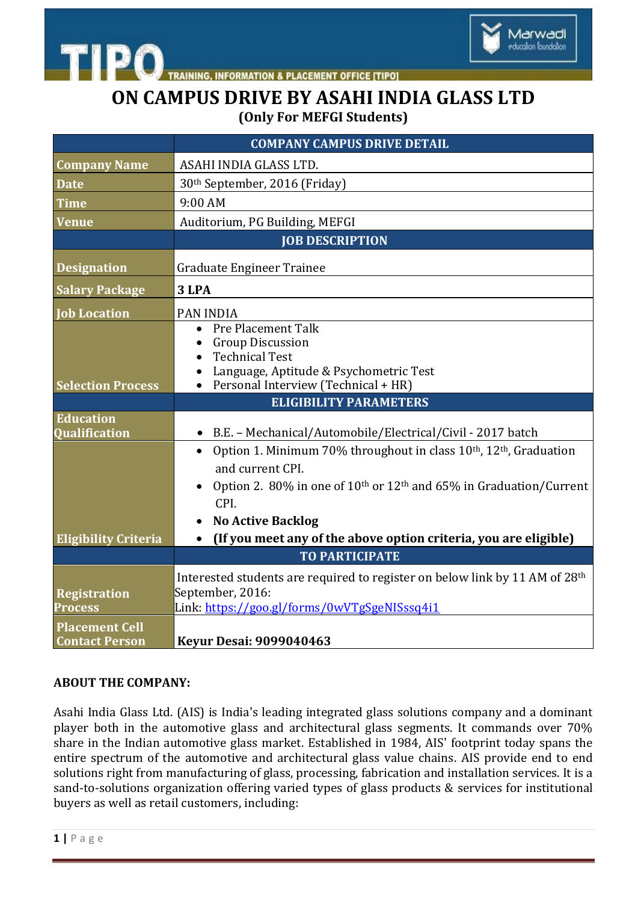TIPO TRAINING, INFORMATION & PLACEMENT OFFICE [TIPO]

Marwadi education foundation

# ON CAMPUS DRIVE BY ASAHI INDIA GLASS LTD

**(Only For MEFGI Students)**

| | COMPANY CAMPUS DRIVE DETAIL |
|---|---|
| **Company Name** | ASAHI INDIA GLASS LTD. |
| **Date** | 30th September, 2016 (Friday) |
| **Time** | 9:00 AM |
| **Venue** | Auditorium, PG Building, MEFGI |
| | **JOB DESCRIPTION** |
| **Designation** | Graduate Engineer Trainee |
| **Salary Package** | **3 LPA** |
| **Job Location** | PAN INDIA |
| **Selection Process** | • Pre Placement Talk<br>• Group Discussion<br>• Technical Test<br>• Language, Aptitude & Psychometric Test<br>• Personal Interview (Technical + HR) |
| | **ELIGIBILITY PARAMETERS** |
| **Education Qualification** | • B.E. – Mechanical/Automobile/Electrical/Civil - 2017 batch |
| **Eligibility Criteria** | • Option 1. Minimum 70% throughout in class 10th, 12th, Graduation and current CPI.<br>• Option 2. 80% in one of 10th or 12th and 65% in Graduation/Current CPI.<br>• **No Active Backlog**<br>• **(If you meet any of the above option criteria, you are eligible)** |
| | **TO PARTICIPATE** |
| **Registration Process** | Interested students are required to register on below link by 11 AM of 28th September, 2016:<br>Link: https://goo.gl/forms/0wVTgSgeNISssq4i1 |
| **Placement Cell Contact Person** | **Keyur Desai: 9099040463** |

**ABOUT THE COMPANY:**

Asahi India Glass Ltd. (AIS) is India's leading integrated glass solutions company and a dominant player both in the automotive glass and architectural glass segments. It commands over 70% share in the Indian automotive glass market. Established in 1984, AIS' footprint today spans the entire spectrum of the automotive and architectural glass value chains. AIS provide end to end solutions right from manufacturing of glass, processing, fabrication and installation services. It is a sand-to-solutions organization offering varied types of glass products & services for institutional buyers as well as retail customers, including: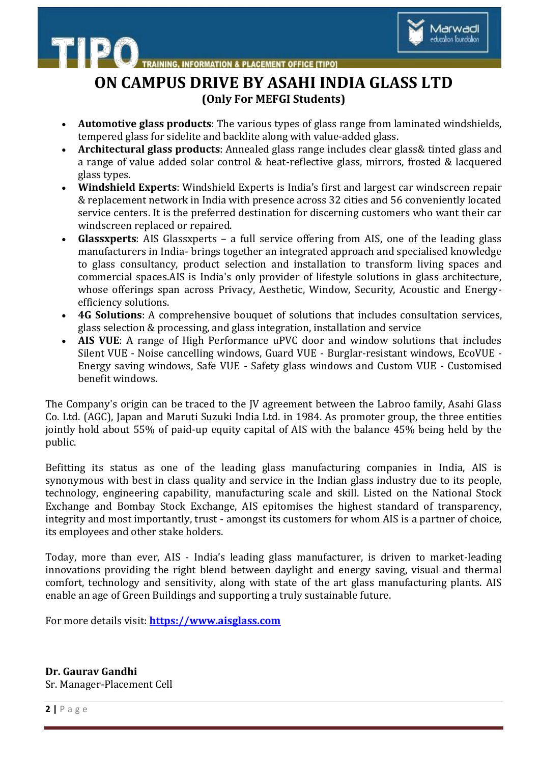# ON CAMPUS DRIVE BY ASAHI INDIA GLASS LTD

**(Only For MEFGI Students)**

- **Automotive glass products**: The various types of glass range from laminated windshields, tempered glass for sidelite and backlite along with value-added glass.
- **Architectural glass products**: Annealed glass range includes clear glass& tinted glass and a range of value added solar control & heat-reflective glass, mirrors, frosted & lacquered glass types.
- **Windshield Experts**: Windshield Experts is India's first and largest car windscreen repair & replacement network in India with presence across 32 cities and 56 conveniently located service centers. It is the preferred destination for discerning customers who want their car windscreen replaced or repaired.
- **Glassxperts**: AIS Glassxperts – a full service offering from AIS, one of the leading glass manufacturers in India- brings together an integrated approach and specialised knowledge to glass consultancy, product selection and installation to transform living spaces and commercial spaces.AIS is India's only provider of lifestyle solutions in glass architecture, whose offerings span across Privacy, Aesthetic, Window, Security, Acoustic and Energy-efficiency solutions.
- **4G Solutions**: A comprehensive bouquet of solutions that includes consultation services, glass selection & processing, and glass integration, installation and service
- **AIS VUE**: A range of High Performance uPVC door and window solutions that includes Silent VUE - Noise cancelling windows, Guard VUE - Burglar-resistant windows, EcoVUE - Energy saving windows, Safe VUE - Safety glass windows and Custom VUE - Customised benefit windows.

The Company's origin can be traced to the JV agreement between the Labroo family, Asahi Glass Co. Ltd. (AGC), Japan and Maruti Suzuki India Ltd. in 1984. As promoter group, the three entities jointly hold about 55% of paid-up equity capital of AIS with the balance 45% being held by the public.

Befitting its status as one of the leading glass manufacturing companies in India, AIS is synonymous with best in class quality and service in the Indian glass industry due to its people, technology, engineering capability, manufacturing scale and skill. Listed on the National Stock Exchange and Bombay Stock Exchange, AIS epitomises the highest standard of transparency, integrity and most importantly, trust - amongst its customers for whom AIS is a partner of choice, its employees and other stake holders.

Today, more than ever, AIS - India's leading glass manufacturer, is driven to market-leading innovations providing the right blend between daylight and energy saving, visual and thermal comfort, technology and sensitivity, along with state of the art glass manufacturing plants. AIS enable an age of Green Buildings and supporting a truly sustainable future.

For more details visit: **https://www.aisglass.com**

**Dr. Gaurav Gandhi**
Sr. Manager-Placement Cell